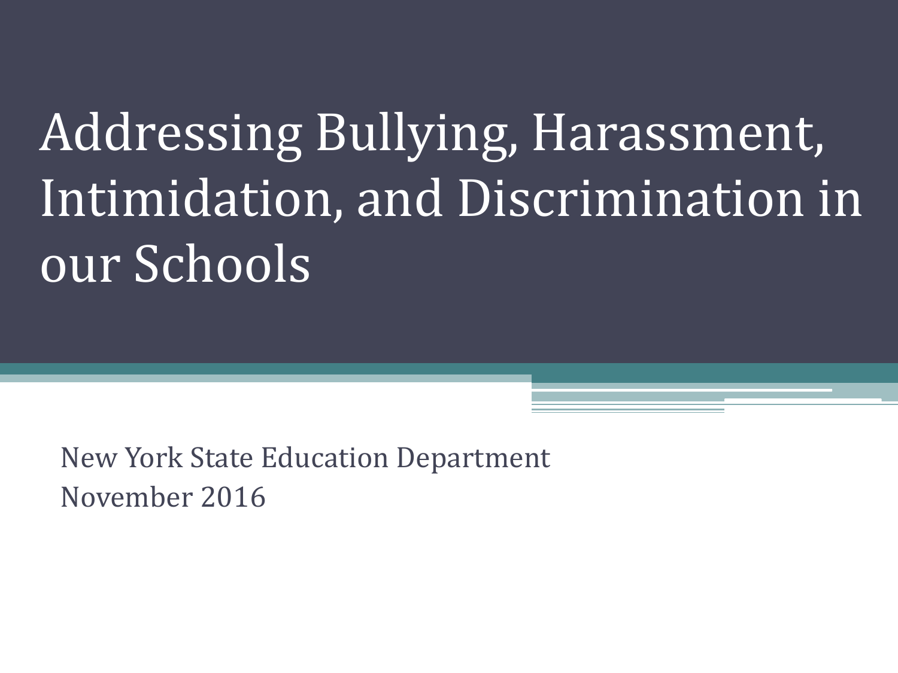# Addressing Bullying, Harassment, Intimidation, and Discrimination in our Schools

New York State Education Department
November 2016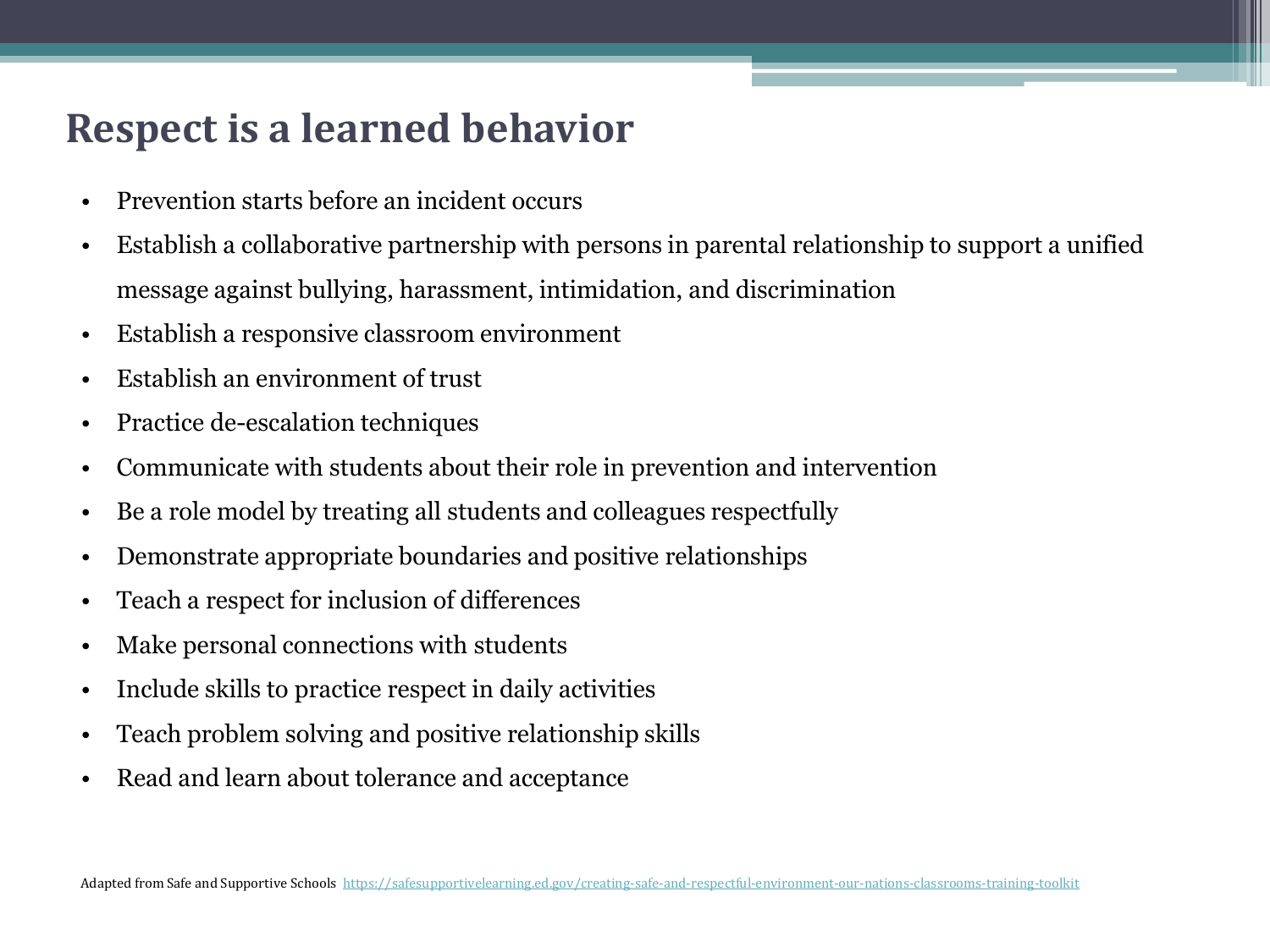# Respect is a learned behavior

- Prevention starts before an incident occurs
- Establish a collaborative partnership with persons in parental relationship to support a unified message against bullying, harassment, intimidation, and discrimination
- Establish a responsive classroom environment
- Establish an environment of trust
- Practice de-escalation techniques
- Communicate with students about their role in prevention and intervention
- Be a role model by treating all students and colleagues respectfully
- Demonstrate appropriate boundaries and positive relationships
- Teach a respect for inclusion of differences
- Make personal connections with students
- Include skills to practice respect in daily activities
- Teach problem solving and positive relationship skills
- Read and learn about tolerance and acceptance

Adapted from Safe and Supportive Schools https://safesupportivelearning.ed.gov/creating-safe-and-respectful-environment-our-nations-classrooms-training-toolkit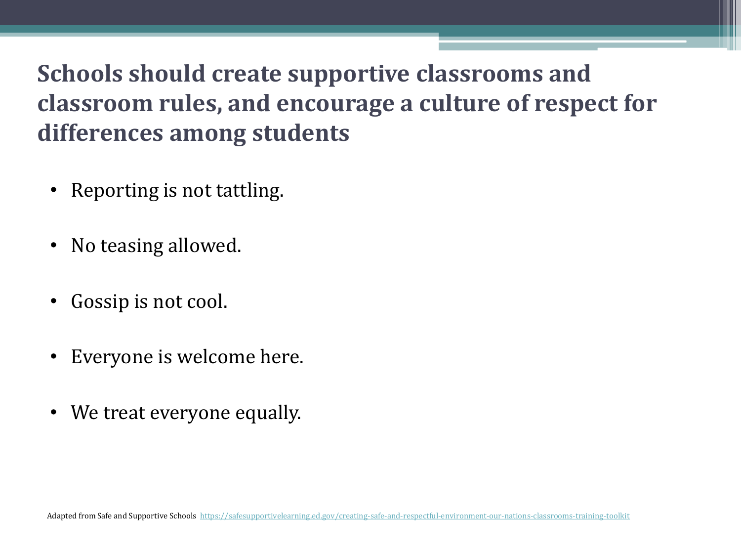# Schools should create supportive classrooms and classroom rules, and encourage a culture of respect for differences among students

- Reporting is not tattling.
- No teasing allowed.
- Gossip is not cool.
- Everyone is welcome here.
- We treat everyone equally.

Adapted from Safe and Supportive Schools https://safesupportivelearning.ed.gov/creating-safe-and-respectful-environment-our-nations-classrooms-training-toolkit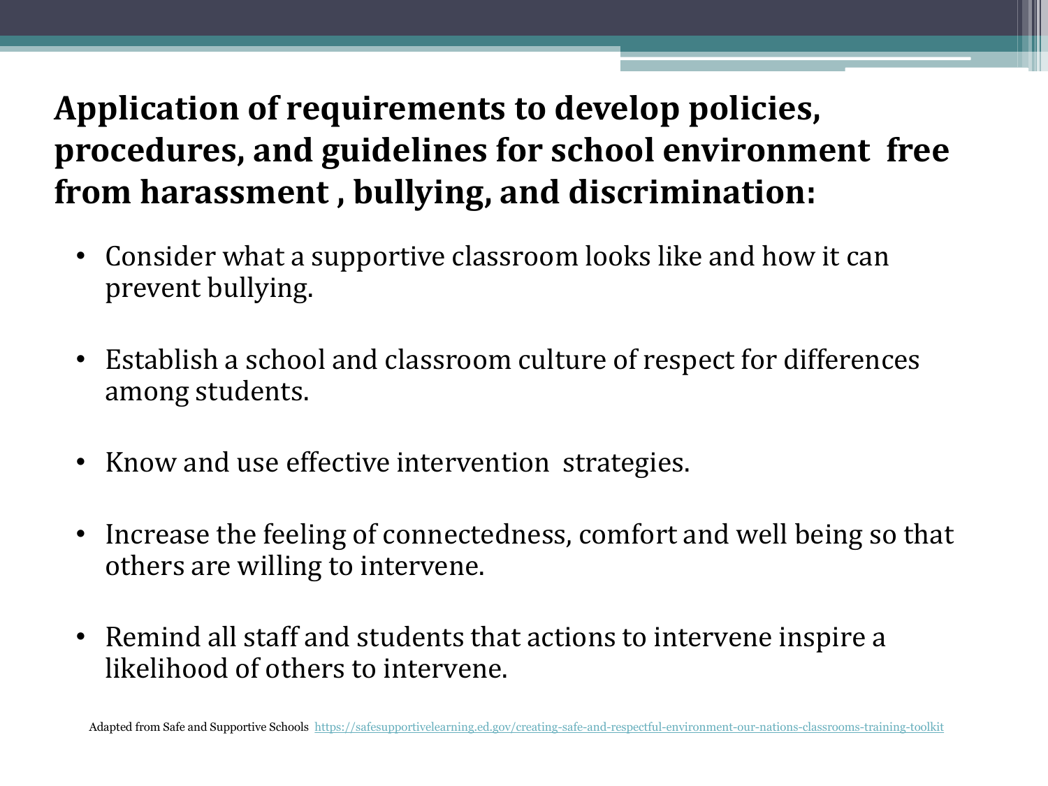# Application of requirements to develop policies, procedures, and guidelines for school environment free from harassment , bullying, and discrimination:

- Consider what a supportive classroom looks like and how it can prevent bullying.
- Establish a school and classroom culture of respect for differences among students.
- Know and use effective intervention strategies.
- Increase the feeling of connectedness, comfort and well being so that others are willing to intervene.
- Remind all staff and students that actions to intervene inspire a likelihood of others to intervene.

Adapted from Safe and Supportive Schools https://safesupportivelearning.ed.gov/creating-safe-and-respectful-environment-our-nations-classrooms-training-toolkit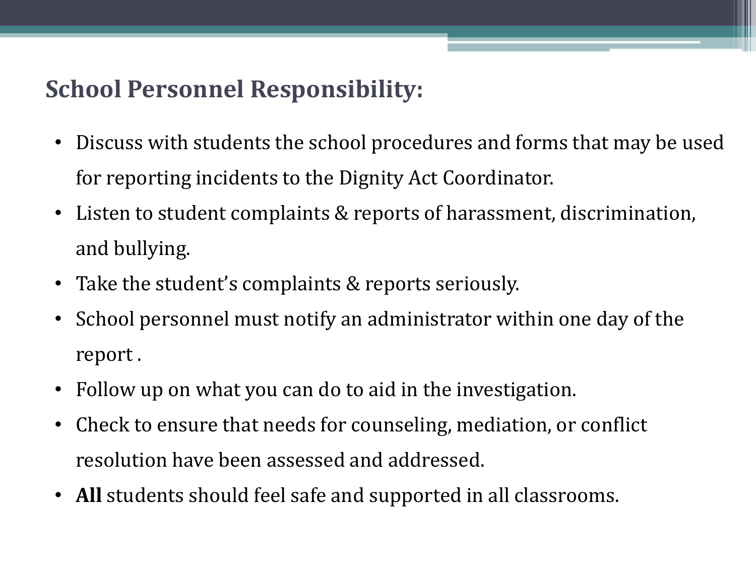## School Personnel Responsibility:

- Discuss with students the school procedures and forms that may be used for reporting incidents to the Dignity Act Coordinator.
- Listen to student complaints & reports of harassment, discrimination, and bullying.
- Take the student's complaints & reports seriously.
- School personnel must notify an administrator within one day of the report .
- Follow up on what you can do to aid in the investigation.
- Check to ensure that needs for counseling, mediation, or conflict resolution have been assessed and addressed.
- **All** students should feel safe and supported in all classrooms.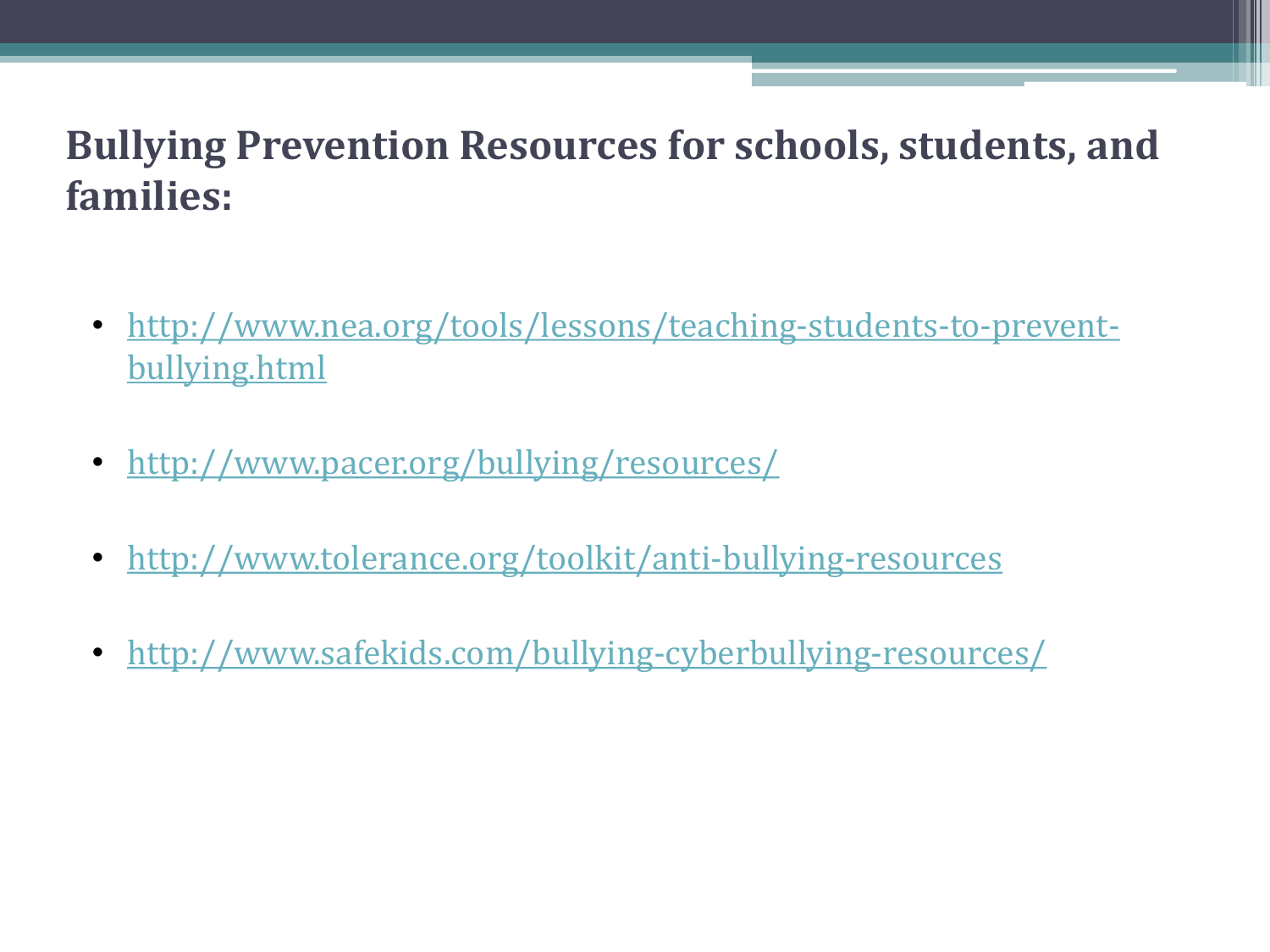## Bullying Prevention Resources for schools, students, and families:

- http://www.nea.org/tools/lessons/teaching-students-to-prevent-bullying.html
- http://www.pacer.org/bullying/resources/
- http://www.tolerance.org/toolkit/anti-bullying-resources
- http://www.safekids.com/bullying-cyberbullying-resources/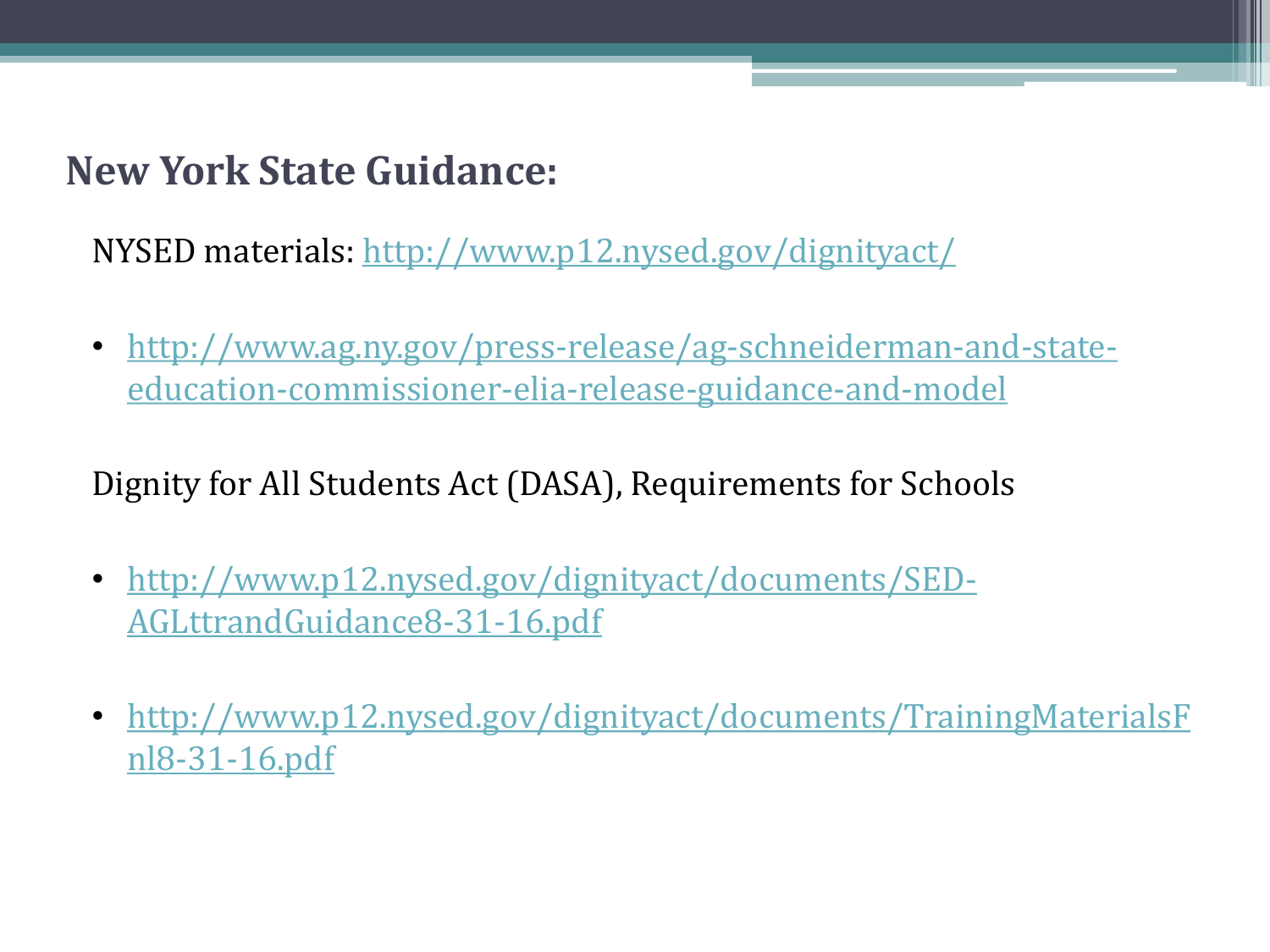## New York State Guidance:

NYSED materials: http://www.p12.nysed.gov/dignityact/

- http://www.ag.ny.gov/press-release/ag-schneiderman-and-state-education-commissioner-elia-release-guidance-and-model

Dignity for All Students Act (DASA), Requirements for Schools

- http://www.p12.nysed.gov/dignityact/documents/SED-AGLttrandGuidance8-31-16.pdf

- http://www.p12.nysed.gov/dignityact/documents/TrainingMaterialsFnl8-31-16.pdf